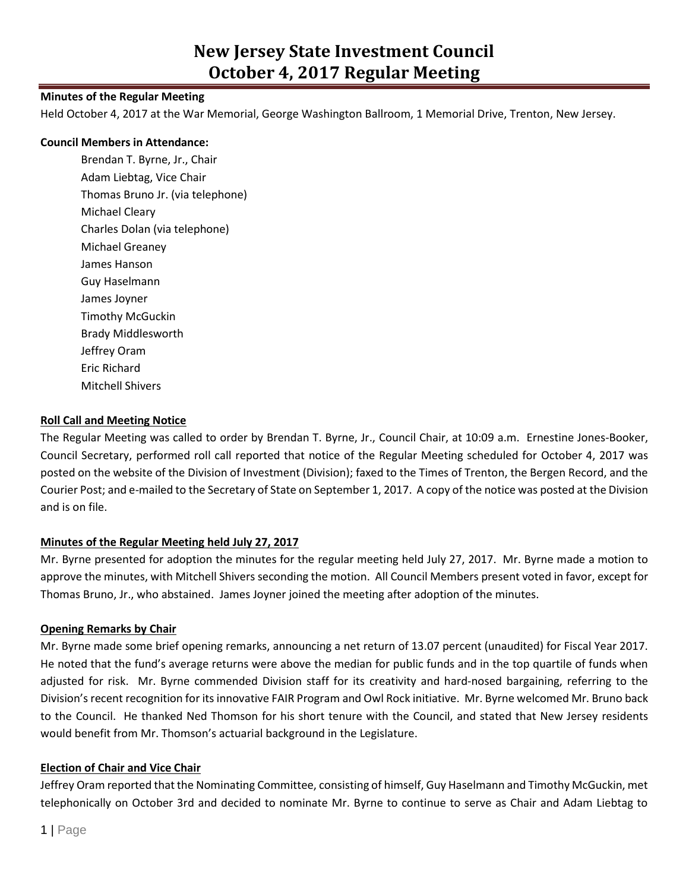# New Jersey State Investment Council
# October 4, 2017 Regular Meeting

**Minutes of the Regular Meeting**

Held October 4, 2017 at the War Memorial, George Washington Ballroom, 1 Memorial Drive, Trenton, New Jersey.

**Council Members in Attendance:**

Brendan T. Byrne, Jr., Chair
Adam Liebtag, Vice Chair
Thomas Bruno Jr. (via telephone)
Michael Cleary
Charles Dolan (via telephone)
Michael Greaney
James Hanson
Guy Haselmann
James Joyner
Timothy McGuckin
Brady Middlesworth
Jeffrey Oram
Eric Richard
Mitchell Shivers

**Roll Call and Meeting Notice**

The Regular Meeting was called to order by Brendan T. Byrne, Jr., Council Chair, at 10:09 a.m. Ernestine Jones-Booker, Council Secretary, performed roll call reported that notice of the Regular Meeting scheduled for October 4, 2017 was posted on the website of the Division of Investment (Division); faxed to the Times of Trenton, the Bergen Record, and the Courier Post; and e-mailed to the Secretary of State on September 1, 2017. A copy of the notice was posted at the Division and is on file.

**Minutes of the Regular Meeting held July 27, 2017**

Mr. Byrne presented for adoption the minutes for the regular meeting held July 27, 2017. Mr. Byrne made a motion to approve the minutes, with Mitchell Shivers seconding the motion. All Council Members present voted in favor, except for Thomas Bruno, Jr., who abstained. James Joyner joined the meeting after adoption of the minutes.

**Opening Remarks by Chair**

Mr. Byrne made some brief opening remarks, announcing a net return of 13.07 percent (unaudited) for Fiscal Year 2017. He noted that the fund's average returns were above the median for public funds and in the top quartile of funds when adjusted for risk. Mr. Byrne commended Division staff for its creativity and hard-nosed bargaining, referring to the Division's recent recognition for its innovative FAIR Program and Owl Rock initiative. Mr. Byrne welcomed Mr. Bruno back to the Council. He thanked Ned Thomson for his short tenure with the Council, and stated that New Jersey residents would benefit from Mr. Thomson's actuarial background in the Legislature.

**Election of Chair and Vice Chair**

Jeffrey Oram reported that the Nominating Committee, consisting of himself, Guy Haselmann and Timothy McGuckin, met telephonically on October 3rd and decided to nominate Mr. Byrne to continue to serve as Chair and Adam Liebtag to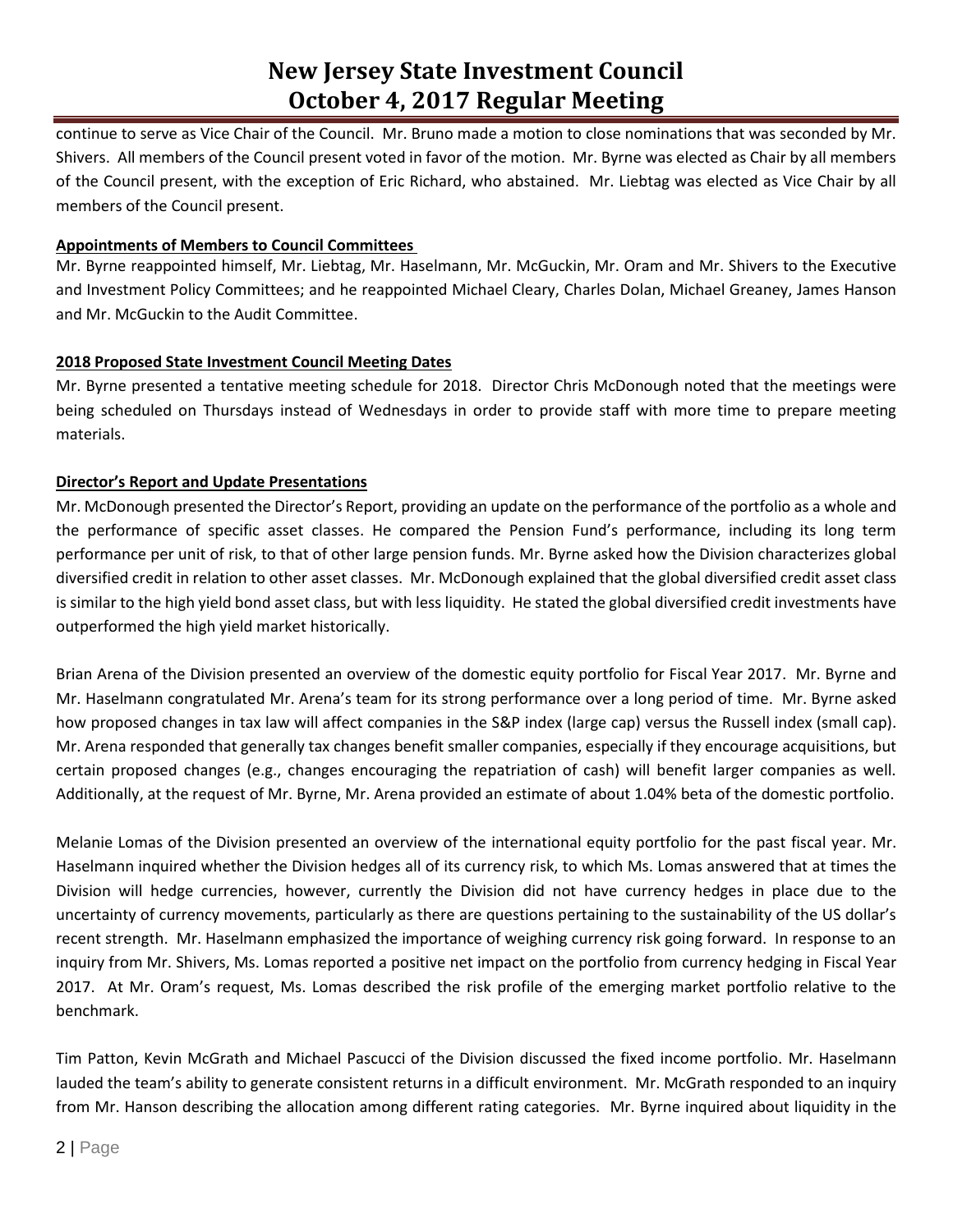continue to serve as Vice Chair of the Council. Mr. Bruno made a motion to close nominations that was seconded by Mr. Shivers. All members of the Council present voted in favor of the motion. Mr. Byrne was elected as Chair by all members of the Council present, with the exception of Eric Richard, who abstained. Mr. Liebtag was elected as Vice Chair by all members of the Council present.

**Appointments of Members to Council Committees**

Mr. Byrne reappointed himself, Mr. Liebtag, Mr. Haselmann, Mr. McGuckin, Mr. Oram and Mr. Shivers to the Executive and Investment Policy Committees; and he reappointed Michael Cleary, Charles Dolan, Michael Greaney, James Hanson and Mr. McGuckin to the Audit Committee.

**2018 Proposed State Investment Council Meeting Dates**

Mr. Byrne presented a tentative meeting schedule for 2018. Director Chris McDonough noted that the meetings were being scheduled on Thursdays instead of Wednesdays in order to provide staff with more time to prepare meeting materials.

**Director's Report and Update Presentations**

Mr. McDonough presented the Director's Report, providing an update on the performance of the portfolio as a whole and the performance of specific asset classes. He compared the Pension Fund's performance, including its long term performance per unit of risk, to that of other large pension funds. Mr. Byrne asked how the Division characterizes global diversified credit in relation to other asset classes. Mr. McDonough explained that the global diversified credit asset class is similar to the high yield bond asset class, but with less liquidity. He stated the global diversified credit investments have outperformed the high yield market historically.

Brian Arena of the Division presented an overview of the domestic equity portfolio for Fiscal Year 2017. Mr. Byrne and Mr. Haselmann congratulated Mr. Arena's team for its strong performance over a long period of time. Mr. Byrne asked how proposed changes in tax law will affect companies in the S&P index (large cap) versus the Russell index (small cap). Mr. Arena responded that generally tax changes benefit smaller companies, especially if they encourage acquisitions, but certain proposed changes (e.g., changes encouraging the repatriation of cash) will benefit larger companies as well. Additionally, at the request of Mr. Byrne, Mr. Arena provided an estimate of about 1.04% beta of the domestic portfolio.

Melanie Lomas of the Division presented an overview of the international equity portfolio for the past fiscal year. Mr. Haselmann inquired whether the Division hedges all of its currency risk, to which Ms. Lomas answered that at times the Division will hedge currencies, however, currently the Division did not have currency hedges in place due to the uncertainty of currency movements, particularly as there are questions pertaining to the sustainability of the US dollar's recent strength. Mr. Haselmann emphasized the importance of weighing currency risk going forward. In response to an inquiry from Mr. Shivers, Ms. Lomas reported a positive net impact on the portfolio from currency hedging in Fiscal Year 2017. At Mr. Oram's request, Ms. Lomas described the risk profile of the emerging market portfolio relative to the benchmark.

Tim Patton, Kevin McGrath and Michael Pascucci of the Division discussed the fixed income portfolio. Mr. Haselmann lauded the team's ability to generate consistent returns in a difficult environment. Mr. McGrath responded to an inquiry from Mr. Hanson describing the allocation among different rating categories. Mr. Byrne inquired about liquidity in the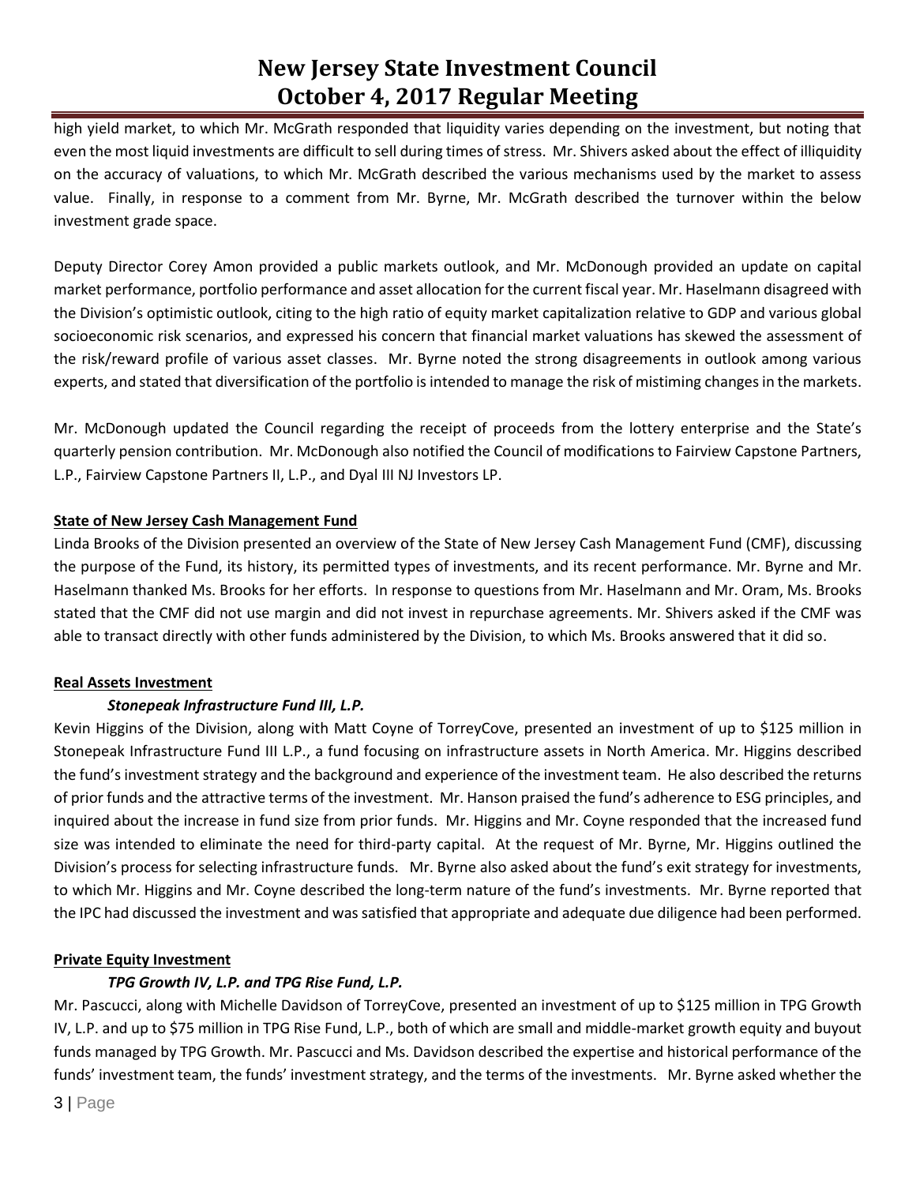high yield market, to which Mr. McGrath responded that liquidity varies depending on the investment, but noting that even the most liquid investments are difficult to sell during times of stress. Mr. Shivers asked about the effect of illiquidity on the accuracy of valuations, to which Mr. McGrath described the various mechanisms used by the market to assess value. Finally, in response to a comment from Mr. Byrne, Mr. McGrath described the turnover within the below investment grade space.

Deputy Director Corey Amon provided a public markets outlook, and Mr. McDonough provided an update on capital market performance, portfolio performance and asset allocation for the current fiscal year. Mr. Haselmann disagreed with the Division's optimistic outlook, citing to the high ratio of equity market capitalization relative to GDP and various global socioeconomic risk scenarios, and expressed his concern that financial market valuations has skewed the assessment of the risk/reward profile of various asset classes. Mr. Byrne noted the strong disagreements in outlook among various experts, and stated that diversification of the portfolio is intended to manage the risk of mistiming changes in the markets.

Mr. McDonough updated the Council regarding the receipt of proceeds from the lottery enterprise and the State's quarterly pension contribution. Mr. McDonough also notified the Council of modifications to Fairview Capstone Partners, L.P., Fairview Capstone Partners II, L.P., and Dyal III NJ Investors LP.

## State of New Jersey Cash Management Fund

Linda Brooks of the Division presented an overview of the State of New Jersey Cash Management Fund (CMF), discussing the purpose of the Fund, its history, its permitted types of investments, and its recent performance. Mr. Byrne and Mr. Haselmann thanked Ms. Brooks for her efforts. In response to questions from Mr. Haselmann and Mr. Oram, Ms. Brooks stated that the CMF did not use margin and did not invest in repurchase agreements. Mr. Shivers asked if the CMF was able to transact directly with other funds administered by the Division, to which Ms. Brooks answered that it did so.

## Real Assets Investment

### *Stonepeak Infrastructure Fund III, L.P.*

Kevin Higgins of the Division, along with Matt Coyne of TorreyCove, presented an investment of up to $125 million in Stonepeak Infrastructure Fund III L.P., a fund focusing on infrastructure assets in North America. Mr. Higgins described the fund's investment strategy and the background and experience of the investment team. He also described the returns of prior funds and the attractive terms of the investment. Mr. Hanson praised the fund's adherence to ESG principles, and inquired about the increase in fund size from prior funds. Mr. Higgins and Mr. Coyne responded that the increased fund size was intended to eliminate the need for third-party capital. At the request of Mr. Byrne, Mr. Higgins outlined the Division's process for selecting infrastructure funds. Mr. Byrne also asked about the fund's exit strategy for investments, to which Mr. Higgins and Mr. Coyne described the long-term nature of the fund's investments. Mr. Byrne reported that the IPC had discussed the investment and was satisfied that appropriate and adequate due diligence had been performed.

## Private Equity Investment

### *TPG Growth IV, L.P. and TPG Rise Fund, L.P.*

Mr. Pascucci, along with Michelle Davidson of TorreyCove, presented an investment of up to $125 million in TPG Growth IV, L.P. and up to $75 million in TPG Rise Fund, L.P., both of which are small and middle-market growth equity and buyout funds managed by TPG Growth. Mr. Pascucci and Ms. Davidson described the expertise and historical performance of the funds' investment team, the funds' investment strategy, and the terms of the investments. Mr. Byrne asked whether the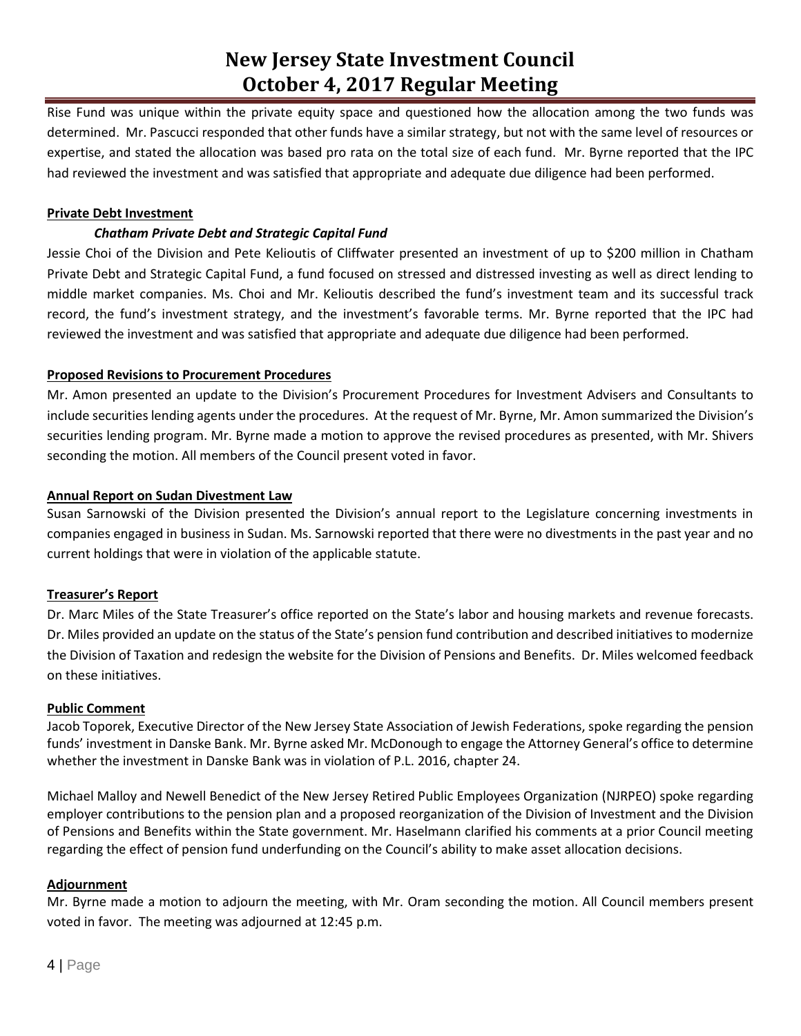Rise Fund was unique within the private equity space and questioned how the allocation among the two funds was determined. Mr. Pascucci responded that other funds have a similar strategy, but not with the same level of resources or expertise, and stated the allocation was based pro rata on the total size of each fund. Mr. Byrne reported that the IPC had reviewed the investment and was satisfied that appropriate and adequate due diligence had been performed.

**Private Debt Investment**

***Chatham Private Debt and Strategic Capital Fund***

Jessie Choi of the Division and Pete Kelioutis of Cliffwater presented an investment of up to $200 million in Chatham Private Debt and Strategic Capital Fund, a fund focused on stressed and distressed investing as well as direct lending to middle market companies. Ms. Choi and Mr. Kelioutis described the fund's investment team and its successful track record, the fund's investment strategy, and the investment's favorable terms. Mr. Byrne reported that the IPC had reviewed the investment and was satisfied that appropriate and adequate due diligence had been performed.

**Proposed Revisions to Procurement Procedures**

Mr. Amon presented an update to the Division's Procurement Procedures for Investment Advisers and Consultants to include securities lending agents under the procedures. At the request of Mr. Byrne, Mr. Amon summarized the Division's securities lending program. Mr. Byrne made a motion to approve the revised procedures as presented, with Mr. Shivers seconding the motion. All members of the Council present voted in favor.

**Annual Report on Sudan Divestment Law**

Susan Sarnowski of the Division presented the Division's annual report to the Legislature concerning investments in companies engaged in business in Sudan. Ms. Sarnowski reported that there were no divestments in the past year and no current holdings that were in violation of the applicable statute.

**Treasurer's Report**

Dr. Marc Miles of the State Treasurer's office reported on the State's labor and housing markets and revenue forecasts. Dr. Miles provided an update on the status of the State's pension fund contribution and described initiatives to modernize the Division of Taxation and redesign the website for the Division of Pensions and Benefits. Dr. Miles welcomed feedback on these initiatives.

**Public Comment**

Jacob Toporek, Executive Director of the New Jersey State Association of Jewish Federations, spoke regarding the pension funds' investment in Danske Bank. Mr. Byrne asked Mr. McDonough to engage the Attorney General's office to determine whether the investment in Danske Bank was in violation of P.L. 2016, chapter 24.

Michael Malloy and Newell Benedict of the New Jersey Retired Public Employees Organization (NJRPEO) spoke regarding employer contributions to the pension plan and a proposed reorganization of the Division of Investment and the Division of Pensions and Benefits within the State government. Mr. Haselmann clarified his comments at a prior Council meeting regarding the effect of pension fund underfunding on the Council's ability to make asset allocation decisions.

**Adjournment**

Mr. Byrne made a motion to adjourn the meeting, with Mr. Oram seconding the motion. All Council members present voted in favor. The meeting was adjourned at 12:45 p.m.